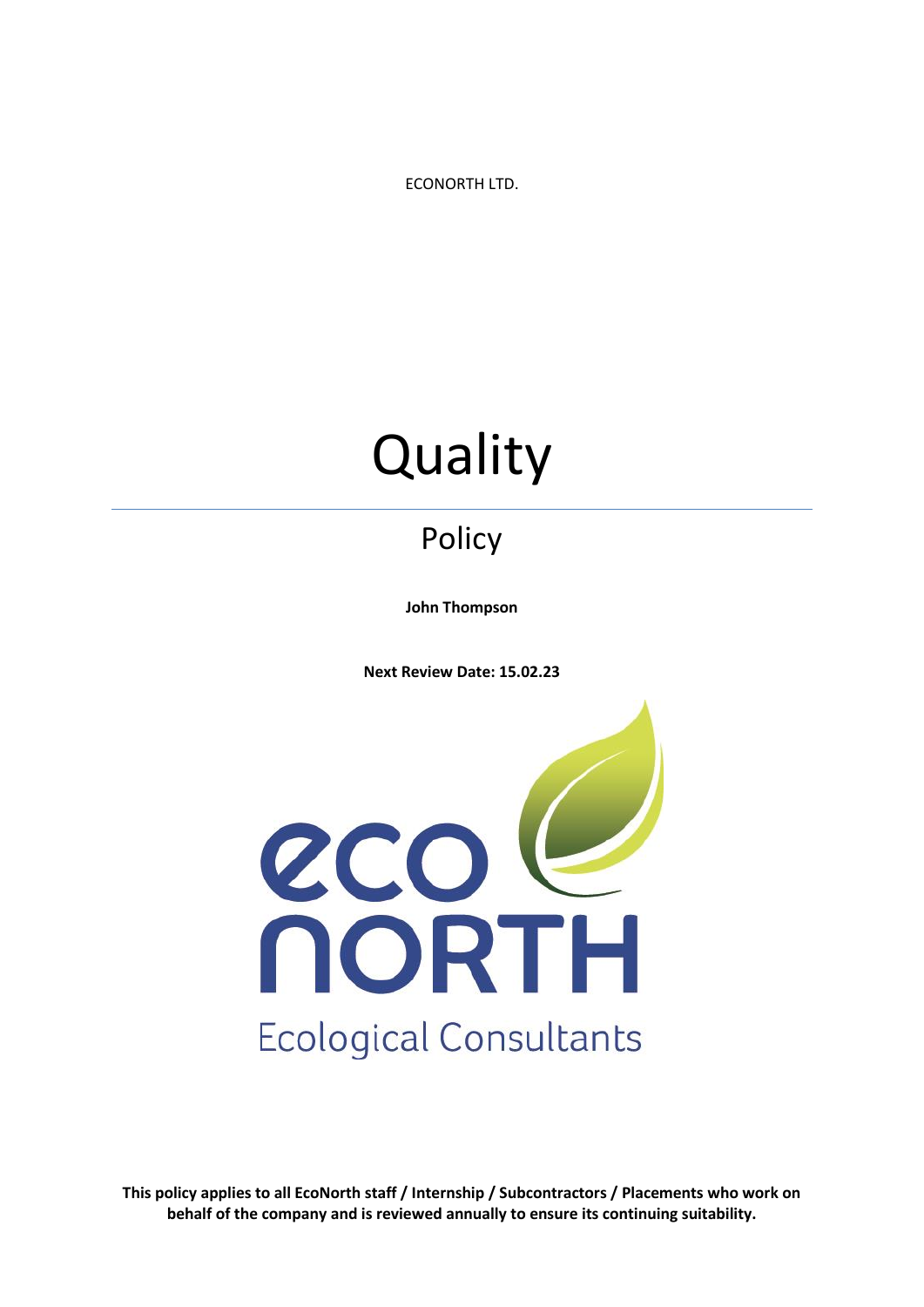ECONORTH LTD.

# Quality

## Policy

**John Thompson**

**Next Review Date: 15.02.23**

eco
NORTH
Ecological Consultants

**This policy applies to all EcoNorth staff / Internship / Subcontractors / Placements who work on behalf of the company and is reviewed annually to ensure its continuing suitability.**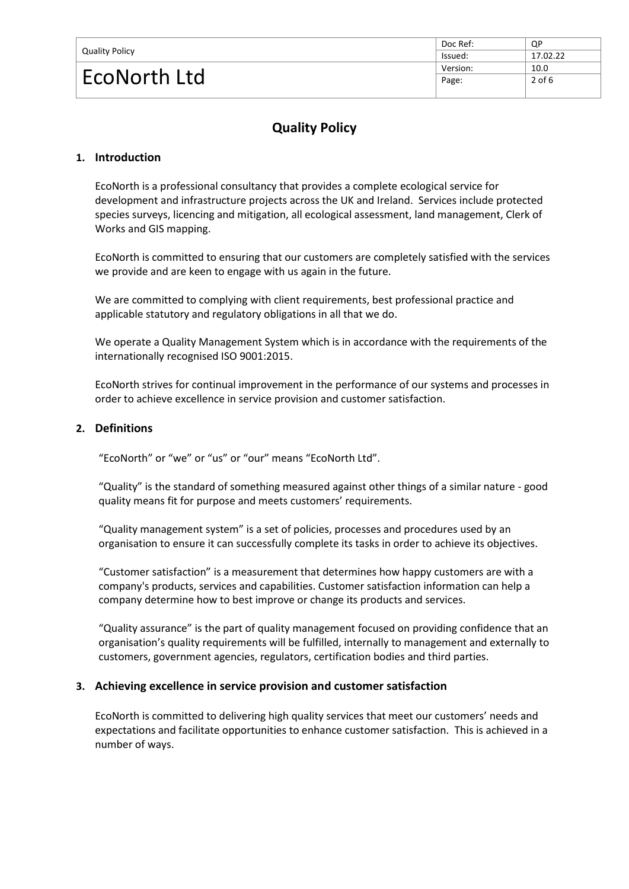# Quality Policy

## 1. Introduction

EcoNorth is a professional consultancy that provides a complete ecological service for development and infrastructure projects across the UK and Ireland. Services include protected species surveys, licencing and mitigation, all ecological assessment, land management, Clerk of Works and GIS mapping.

EcoNorth is committed to ensuring that our customers are completely satisfied with the services we provide and are keen to engage with us again in the future.

We are committed to complying with client requirements, best professional practice and applicable statutory and regulatory obligations in all that we do.

We operate a Quality Management System which is in accordance with the requirements of the internationally recognised ISO 9001:2015.

EcoNorth strives for continual improvement in the performance of our systems and processes in order to achieve excellence in service provision and customer satisfaction.

## 2. Definitions

"EcoNorth" or "we" or "us" or "our" means "EcoNorth Ltd".

"Quality" is the standard of something measured against other things of a similar nature - good quality means fit for purpose and meets customers' requirements.

"Quality management system" is a set of policies, processes and procedures used by an organisation to ensure it can successfully complete its tasks in order to achieve its objectives.

"Customer satisfaction" is a measurement that determines how happy customers are with a company's products, services and capabilities. Customer satisfaction information can help a company determine how to best improve or change its products and services.

"Quality assurance" is the part of quality management focused on providing confidence that an organisation's quality requirements will be fulfilled, internally to management and externally to customers, government agencies, regulators, certification bodies and third parties.

## 3. Achieving excellence in service provision and customer satisfaction

EcoNorth is committed to delivering high quality services that meet our customers' needs and expectations and facilitate opportunities to enhance customer satisfaction. This is achieved in a number of ways.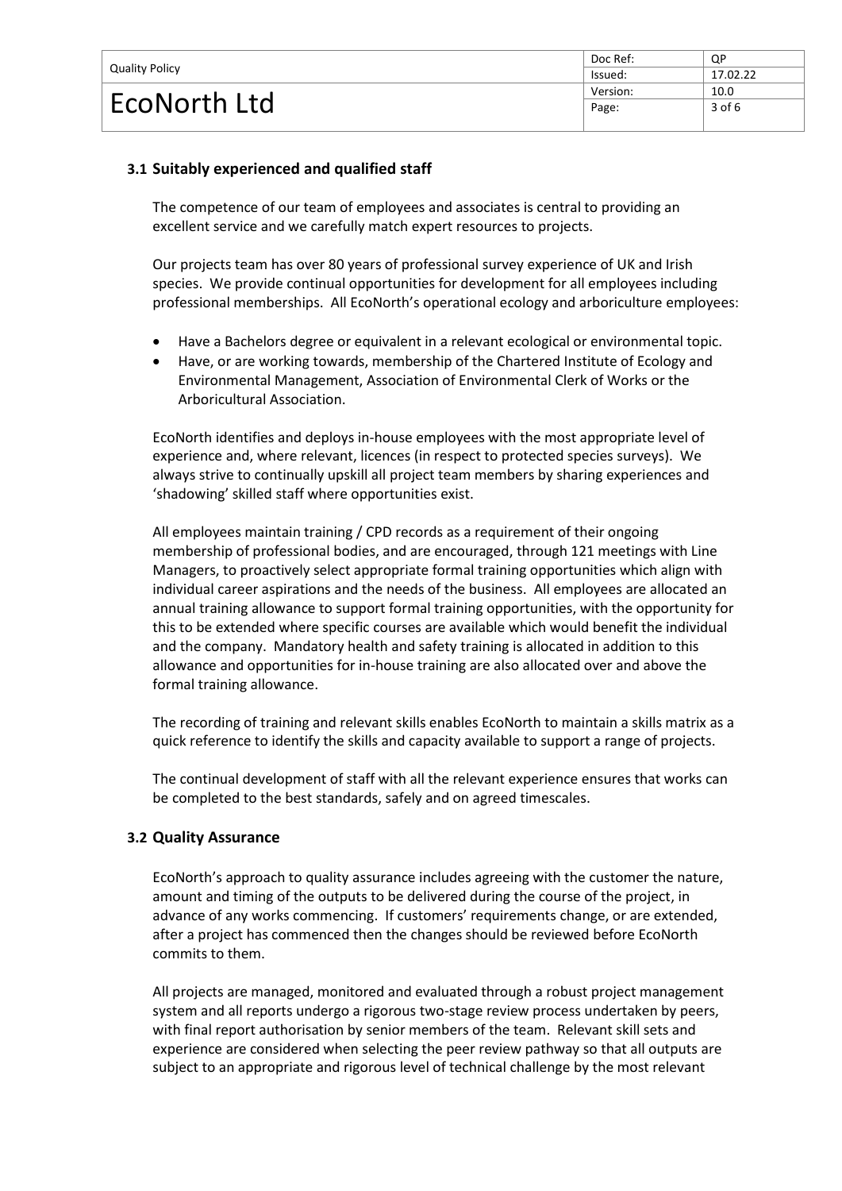### 3.1 Suitably experienced and qualified staff

The competence of our team of employees and associates is central to providing an excellent service and we carefully match expert resources to projects.

Our projects team has over 80 years of professional survey experience of UK and Irish species. We provide continual opportunities for development for all employees including professional memberships. All EcoNorth's operational ecology and arboriculture employees:

- Have a Bachelors degree or equivalent in a relevant ecological or environmental topic.
- Have, or are working towards, membership of the Chartered Institute of Ecology and Environmental Management, Association of Environmental Clerk of Works or the Arboricultural Association.

EcoNorth identifies and deploys in-house employees with the most appropriate level of experience and, where relevant, licences (in respect to protected species surveys). We always strive to continually upskill all project team members by sharing experiences and 'shadowing' skilled staff where opportunities exist.

All employees maintain training / CPD records as a requirement of their ongoing membership of professional bodies, and are encouraged, through 121 meetings with Line Managers, to proactively select appropriate formal training opportunities which align with individual career aspirations and the needs of the business. All employees are allocated an annual training allowance to support formal training opportunities, with the opportunity for this to be extended where specific courses are available which would benefit the individual and the company. Mandatory health and safety training is allocated in addition to this allowance and opportunities for in-house training are also allocated over and above the formal training allowance.

The recording of training and relevant skills enables EcoNorth to maintain a skills matrix as a quick reference to identify the skills and capacity available to support a range of projects.

The continual development of staff with all the relevant experience ensures that works can be completed to the best standards, safely and on agreed timescales.

### 3.2 Quality Assurance

EcoNorth's approach to quality assurance includes agreeing with the customer the nature, amount and timing of the outputs to be delivered during the course of the project, in advance of any works commencing. If customers' requirements change, or are extended, after a project has commenced then the changes should be reviewed before EcoNorth commits to them.

All projects are managed, monitored and evaluated through a robust project management system and all reports undergo a rigorous two-stage review process undertaken by peers, with final report authorisation by senior members of the team. Relevant skill sets and experience are considered when selecting the peer review pathway so that all outputs are subject to an appropriate and rigorous level of technical challenge by the most relevant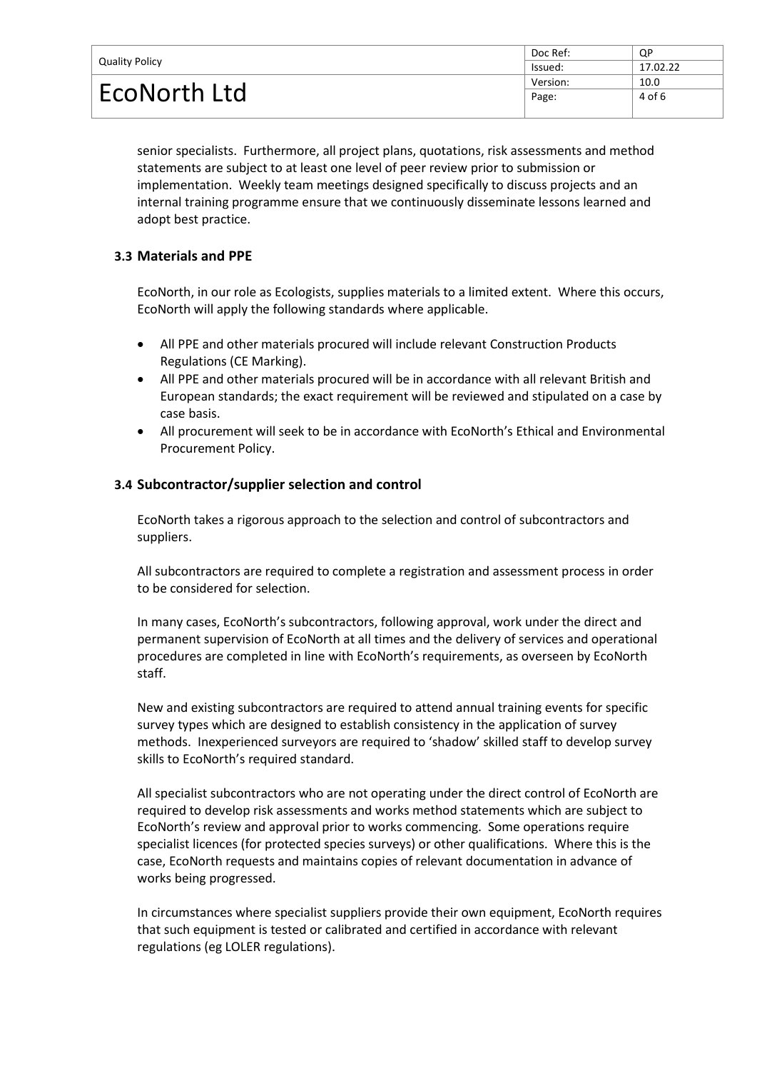senior specialists. Furthermore, all project plans, quotations, risk assessments and method statements are subject to at least one level of peer review prior to submission or implementation. Weekly team meetings designed specifically to discuss projects and an internal training programme ensure that we continuously disseminate lessons learned and adopt best practice.

### 3.3 Materials and PPE

EcoNorth, in our role as Ecologists, supplies materials to a limited extent. Where this occurs, EcoNorth will apply the following standards where applicable.

- All PPE and other materials procured will include relevant Construction Products Regulations (CE Marking).
- All PPE and other materials procured will be in accordance with all relevant British and European standards; the exact requirement will be reviewed and stipulated on a case by case basis.
- All procurement will seek to be in accordance with EcoNorth's Ethical and Environmental Procurement Policy.

### 3.4 Subcontractor/supplier selection and control

EcoNorth takes a rigorous approach to the selection and control of subcontractors and suppliers.

All subcontractors are required to complete a registration and assessment process in order to be considered for selection.

In many cases, EcoNorth's subcontractors, following approval, work under the direct and permanent supervision of EcoNorth at all times and the delivery of services and operational procedures are completed in line with EcoNorth's requirements, as overseen by EcoNorth staff.

New and existing subcontractors are required to attend annual training events for specific survey types which are designed to establish consistency in the application of survey methods. Inexperienced surveyors are required to 'shadow' skilled staff to develop survey skills to EcoNorth's required standard.

All specialist subcontractors who are not operating under the direct control of EcoNorth are required to develop risk assessments and works method statements which are subject to EcoNorth's review and approval prior to works commencing. Some operations require specialist licences (for protected species surveys) or other qualifications. Where this is the case, EcoNorth requests and maintains copies of relevant documentation in advance of works being progressed.

In circumstances where specialist suppliers provide their own equipment, EcoNorth requires that such equipment is tested or calibrated and certified in accordance with relevant regulations (eg LOLER regulations).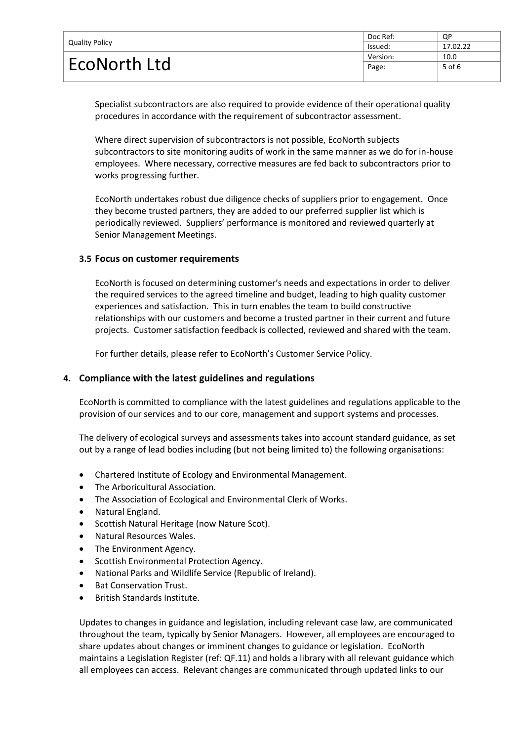Specialist subcontractors are also required to provide evidence of their operational quality procedures in accordance with the requirement of subcontractor assessment.

Where direct supervision of subcontractors is not possible, EcoNorth subjects subcontractors to site monitoring audits of work in the same manner as we do for in-house employees. Where necessary, corrective measures are fed back to subcontractors prior to works progressing further.

EcoNorth undertakes robust due diligence checks of suppliers prior to engagement. Once they become trusted partners, they are added to our preferred supplier list which is periodically reviewed. Suppliers' performance is monitored and reviewed quarterly at Senior Management Meetings.

### 3.5 Focus on customer requirements

EcoNorth is focused on determining customer's needs and expectations in order to deliver the required services to the agreed timeline and budget, leading to high quality customer experiences and satisfaction. This in turn enables the team to build constructive relationships with our customers and become a trusted partner in their current and future projects. Customer satisfaction feedback is collected, reviewed and shared with the team.

For further details, please refer to EcoNorth's Customer Service Policy.

## 4. Compliance with the latest guidelines and regulations

EcoNorth is committed to compliance with the latest guidelines and regulations applicable to the provision of our services and to our core, management and support systems and processes.

The delivery of ecological surveys and assessments takes into account standard guidance, as set out by a range of lead bodies including (but not being limited to) the following organisations:

- Chartered Institute of Ecology and Environmental Management.
- The Arboricultural Association.
- The Association of Ecological and Environmental Clerk of Works.
- Natural England.
- Scottish Natural Heritage (now Nature Scot).
- Natural Resources Wales.
- The Environment Agency.
- Scottish Environmental Protection Agency.
- National Parks and Wildlife Service (Republic of Ireland).
- Bat Conservation Trust.
- British Standards Institute.

Updates to changes in guidance and legislation, including relevant case law, are communicated throughout the team, typically by Senior Managers. However, all employees are encouraged to share updates about changes or imminent changes to guidance or legislation. EcoNorth maintains a Legislation Register (ref: QF.11) and holds a library with all relevant guidance which all employees can access. Relevant changes are communicated through updated links to our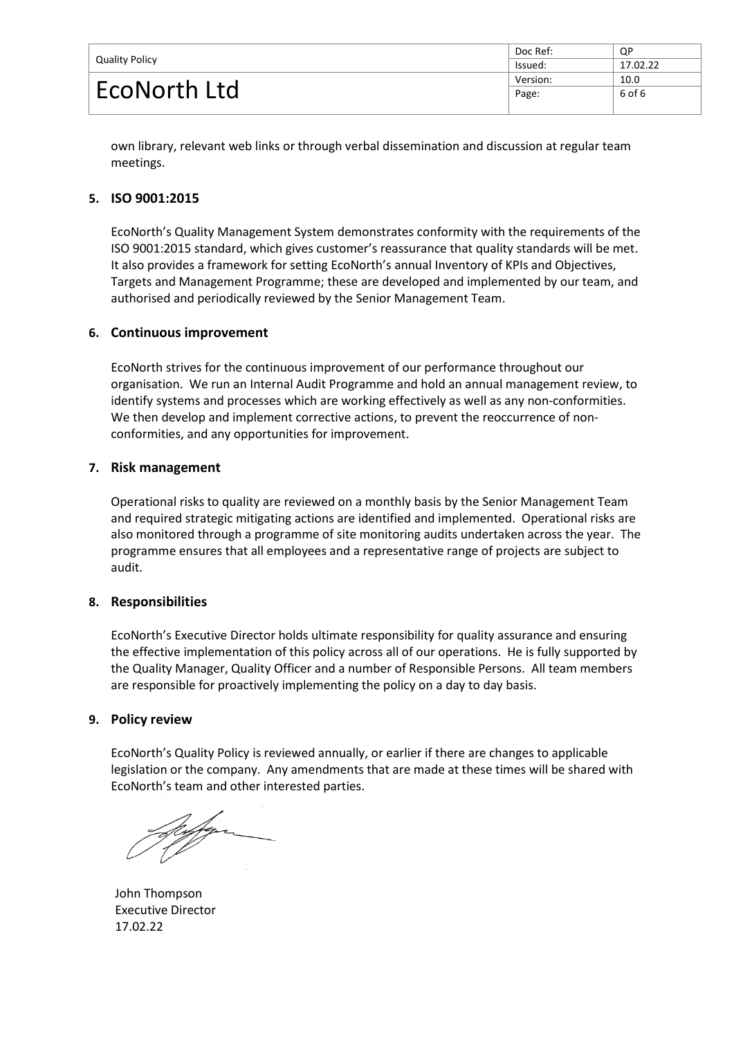own library, relevant web links or through verbal dissemination and discussion at regular team meetings.

## 5. ISO 9001:2015

EcoNorth's Quality Management System demonstrates conformity with the requirements of the ISO 9001:2015 standard, which gives customer's reassurance that quality standards will be met. It also provides a framework for setting EcoNorth's annual Inventory of KPIs and Objectives, Targets and Management Programme; these are developed and implemented by our team, and authorised and periodically reviewed by the Senior Management Team.

## 6. Continuous improvement

EcoNorth strives for the continuous improvement of our performance throughout our organisation. We run an Internal Audit Programme and hold an annual management review, to identify systems and processes which are working effectively as well as any non-conformities. We then develop and implement corrective actions, to prevent the reoccurrence of non-conformities, and any opportunities for improvement.

## 7. Risk management

Operational risks to quality are reviewed on a monthly basis by the Senior Management Team and required strategic mitigating actions are identified and implemented. Operational risks are also monitored through a programme of site monitoring audits undertaken across the year. The programme ensures that all employees and a representative range of projects are subject to audit.

## 8. Responsibilities

EcoNorth's Executive Director holds ultimate responsibility for quality assurance and ensuring the effective implementation of this policy across all of our operations. He is fully supported by the Quality Manager, Quality Officer and a number of Responsible Persons. All team members are responsible for proactively implementing the policy on a day to day basis.

## 9. Policy review

EcoNorth's Quality Policy is reviewed annually, or earlier if there are changes to applicable legislation or the company. Any amendments that are made at these times will be shared with EcoNorth's team and other interested parties.

John Thompson
Executive Director
17.02.22